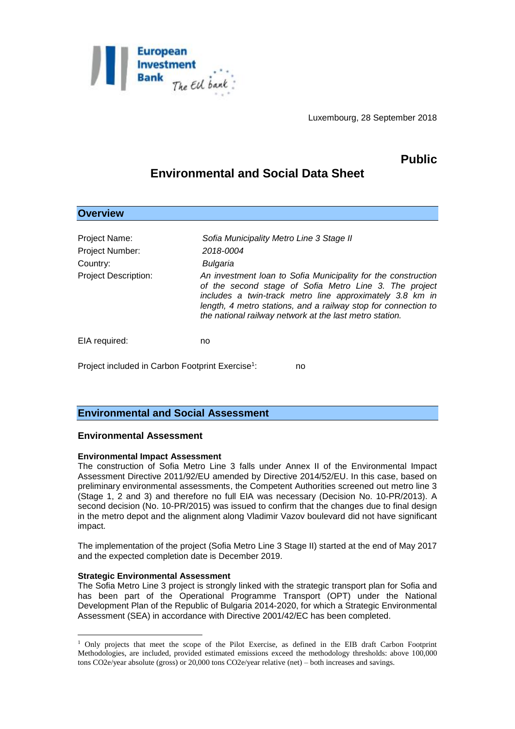Luxembourg, 28 September 2018

**Public**

# Environmental and Social Data Sheet

## Overview

| | |
|---|---|
| Project Name: | *Sofia Municipality Metro Line 3 Stage II* |
| Project Number: | *2018-0004* |
| Country: | *Bulgaria* |
| Project Description: | *An investment loan to Sofia Municipality for the construction of the second stage of Sofia Metro Line 3. The project includes a twin-track metro line approximately 3.8 km in length, 4 metro stations, and a railway stop for connection to the national railway network at the last metro station.* |
| EIA required: | no |

Project included in Carbon Footprint Exercise[1]: no

## Environmental and Social Assessment

### Environmental Assessment

**Environmental Impact Assessment**

The construction of Sofia Metro Line 3 falls under Annex II of the Environmental Impact Assessment Directive 2011/92/EU amended by Directive 2014/52/EU. In this case, based on preliminary environmental assessments, the Competent Authorities screened out metro line 3 (Stage 1, 2 and 3) and therefore no full EIA was necessary (Decision No. 10-PR/2013). A second decision (No. 10-PR/2015) was issued to confirm that the changes due to final design in the metro depot and the alignment along Vladimir Vazov boulevard did not have significant impact.

The implementation of the project (Sofia Metro Line 3 Stage II) started at the end of May 2017 and the expected completion date is December 2019.

**Strategic Environmental Assessment**

The Sofia Metro Line 3 project is strongly linked with the strategic transport plan for Sofia and has been part of the Operational Programme Transport (OPT) under the National Development Plan of the Republic of Bulgaria 2014-2020, for which a Strategic Environmental Assessment (SEA) in accordance with Directive 2001/42/EC has been completed.

---

[1] Only projects that meet the scope of the Pilot Exercise, as defined in the EIB draft Carbon Footprint Methodologies, are included, provided estimated emissions exceed the methodology thresholds: above 100,000 tons $CO_2e$/year absolute (gross) or 20,000 tons $CO_2e$/year relative (net) – both increases and savings.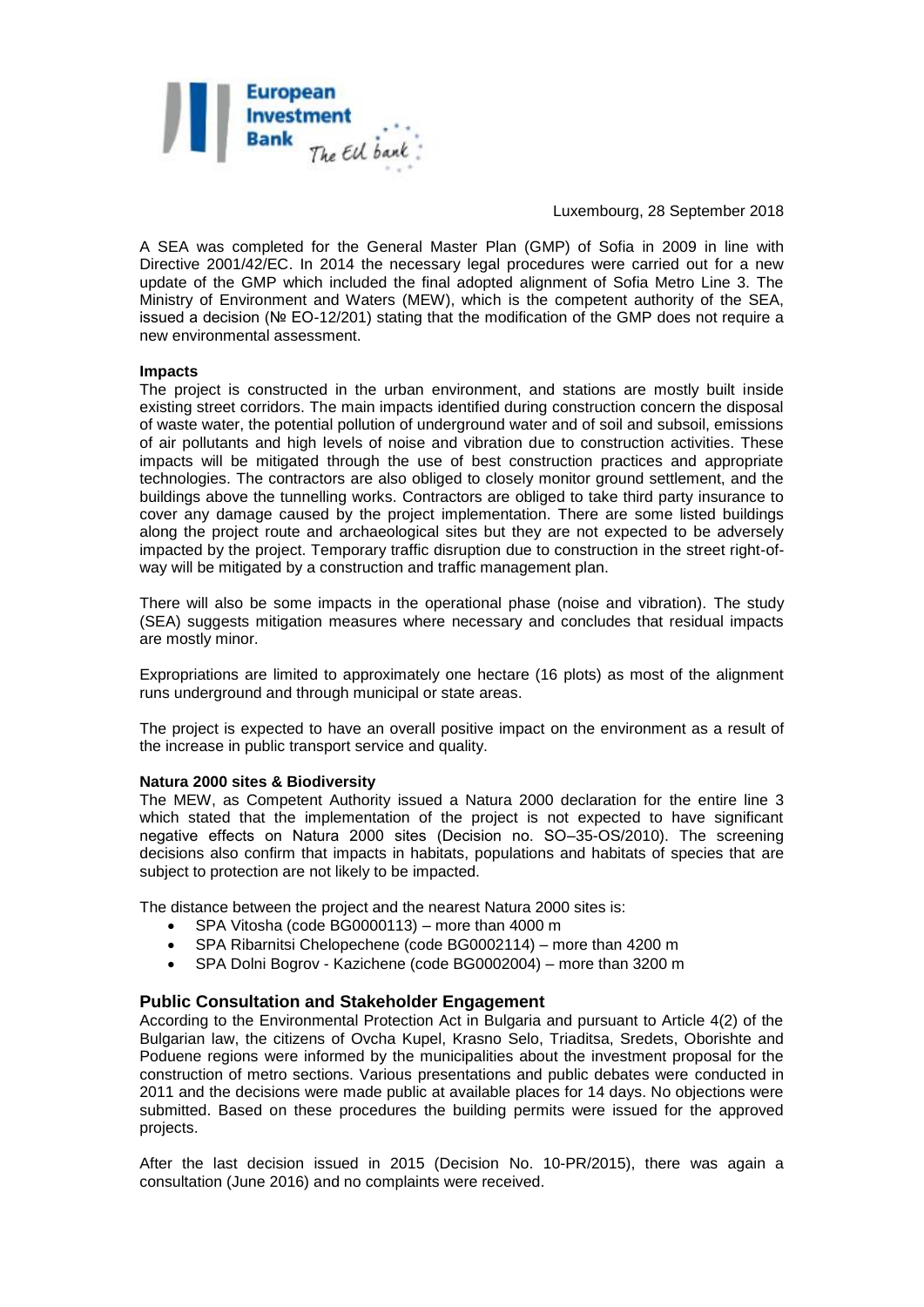Luxembourg, 28 September 2018

A SEA was completed for the General Master Plan (GMP) of Sofia in 2009 in line with Directive 2001/42/EC. In 2014 the necessary legal procedures were carried out for a new update of the GMP which included the final adopted alignment of Sofia Metro Line 3. The Ministry of Environment and Waters (MEW), which is the competent authority of the SEA, issued a decision (№ EO-12/201) stating that the modification of the GMP does not require a new environmental assessment.

**Impacts**

The project is constructed in the urban environment, and stations are mostly built inside existing street corridors. The main impacts identified during construction concern the disposal of waste water, the potential pollution of underground water and of soil and subsoil, emissions of air pollutants and high levels of noise and vibration due to construction activities. These impacts will be mitigated through the use of best construction practices and appropriate technologies. The contractors are also obliged to closely monitor ground settlement, and the buildings above the tunnelling works. Contractors are obliged to take third party insurance to cover any damage caused by the project implementation. There are some listed buildings along the project route and archaeological sites but they are not expected to be adversely impacted by the project. Temporary traffic disruption due to construction in the street right-of-way will be mitigated by a construction and traffic management plan.

There will also be some impacts in the operational phase (noise and vibration). The study (SEA) suggests mitigation measures where necessary and concludes that residual impacts are mostly minor.

Expropriations are limited to approximately one hectare (16 plots) as most of the alignment runs underground and through municipal or state areas.

The project is expected to have an overall positive impact on the environment as a result of the increase in public transport service and quality.

**Natura 2000 sites & Biodiversity**

The MEW, as Competent Authority issued a Natura 2000 declaration for the entire line 3 which stated that the implementation of the project is not expected to have significant negative effects on Natura 2000 sites (Decision no. SO–35-OS/2010). The screening decisions also confirm that impacts in habitats, populations and habitats of species that are subject to protection are not likely to be impacted.

The distance between the project and the nearest Natura 2000 sites is:

- SPA Vitosha (code BG0000113) – more than 4000 m
- SPA Ribarnitsi Chelopechene (code BG0002114) – more than 4200 m
- SPA Dolni Bogrov - Kazichene (code BG0002004) – more than 3200 m

## Public Consultation and Stakeholder Engagement

According to the Environmental Protection Act in Bulgaria and pursuant to Article 4(2) of the Bulgarian law, the citizens of Ovcha Kupel, Krasno Selo, Triaditsa, Sredets, Oborishte and Poduene regions were informed by the municipalities about the investment proposal for the construction of metro sections. Various presentations and public debates were conducted in 2011 and the decisions were made public at available places for 14 days. No objections were submitted. Based on these procedures the building permits were issued for the approved projects.

After the last decision issued in 2015 (Decision No. 10-PR/2015), there was again a consultation (June 2016) and no complaints were received.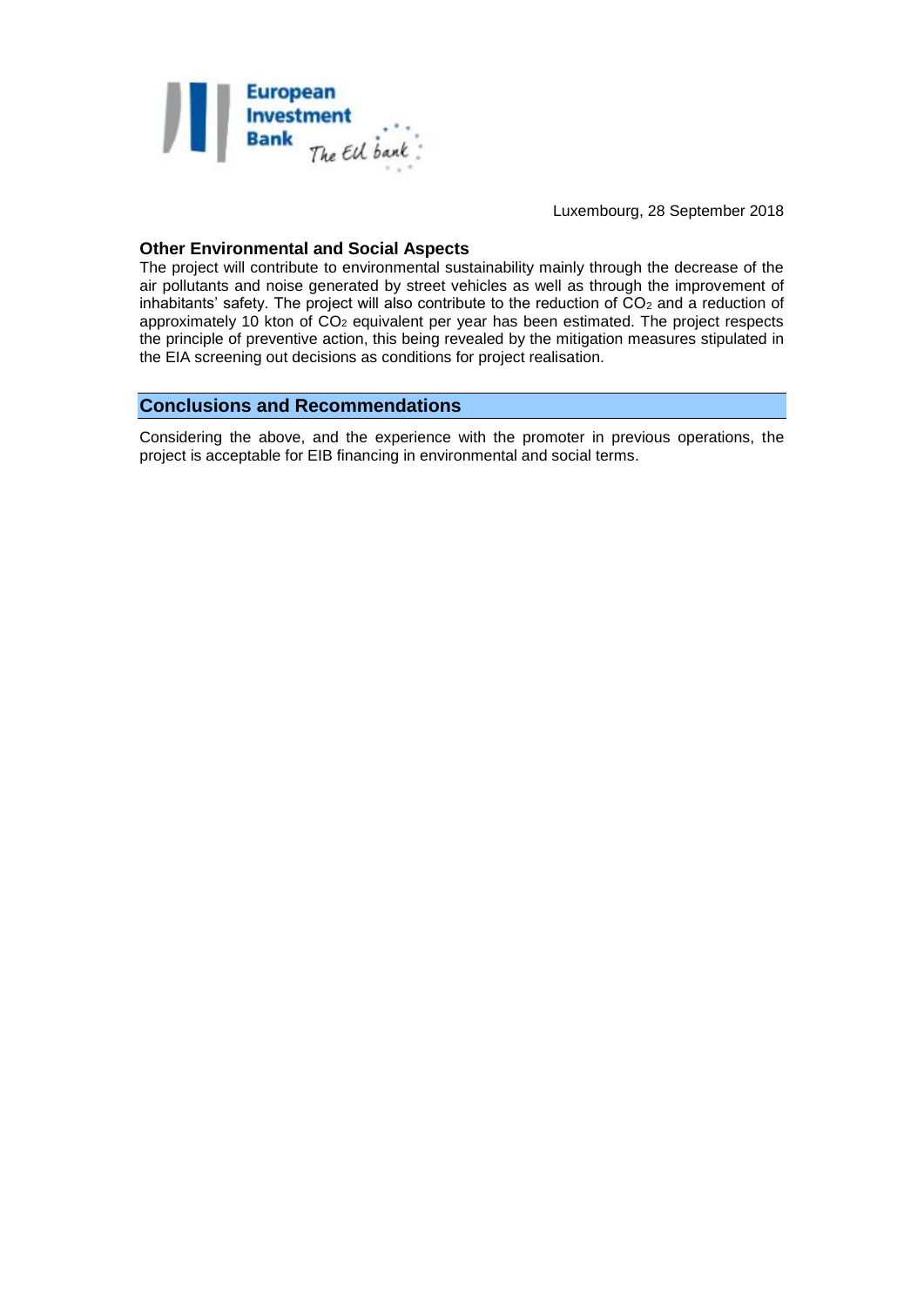Luxembourg, 28 September 2018

### Other Environmental and Social Aspects

The project will contribute to environmental sustainability mainly through the decrease of the air pollutants and noise generated by street vehicles as well as through the improvement of inhabitants' safety. The project will also contribute to the reduction of $CO_2$ and a reduction of approximately 10 kton of $CO_2$ equivalent per year has been estimated. The project respects the principle of preventive action, this being revealed by the mitigation measures stipulated in the EIA screening out decisions as conditions for project realisation.

## Conclusions and Recommendations

Considering the above, and the experience with the promoter in previous operations, the project is acceptable for EIB financing in environmental and social terms.